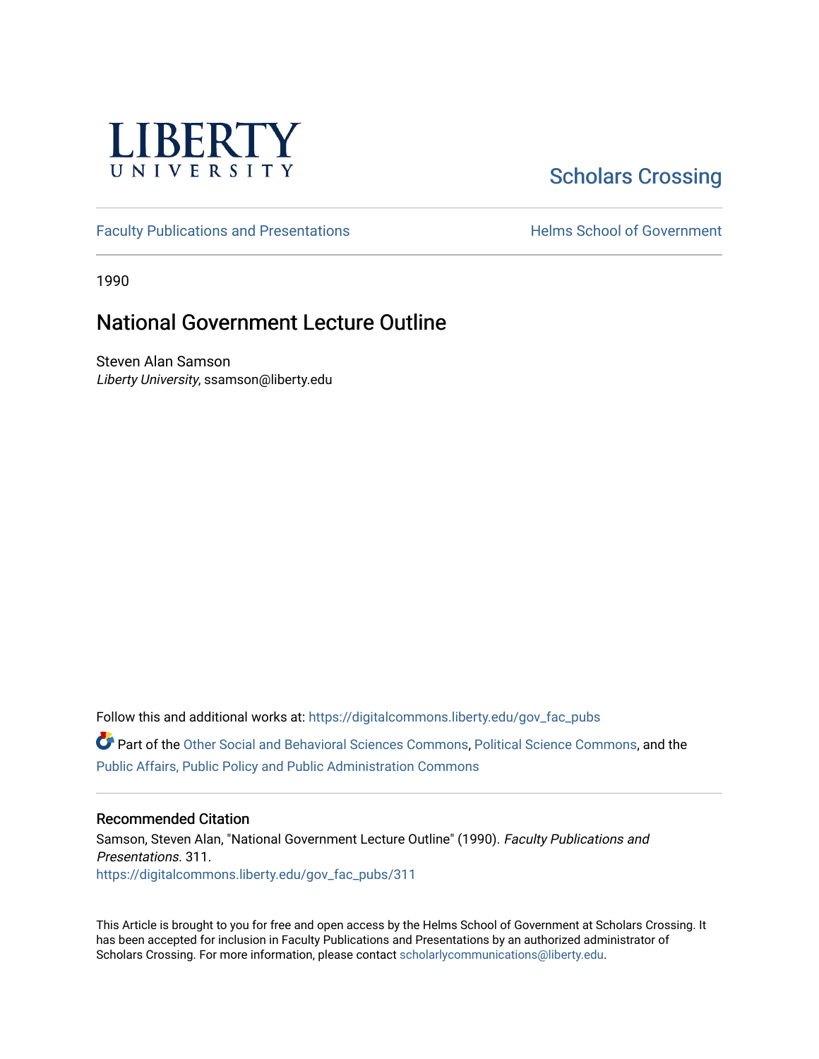LIBERTY UNIVERSITY

Scholars Crossing

Faculty Publications and Presentations

Helms School of Government

1990

# National Government Lecture Outline

Steven Alan Samson
*Liberty University*, ssamson@liberty.edu

Follow this and additional works at: https://digitalcommons.liberty.edu/gov_fac_pubs

Part of the Other Social and Behavioral Sciences Commons, Political Science Commons, and the Public Affairs, Public Policy and Public Administration Commons

## Recommended Citation

Samson, Steven Alan, "National Government Lecture Outline" (1990). *Faculty Publications and Presentations*. 311.
https://digitalcommons.liberty.edu/gov_fac_pubs/311

This Article is brought to you for free and open access by the Helms School of Government at Scholars Crossing. It has been accepted for inclusion in Faculty Publications and Presentations by an authorized administrator of Scholars Crossing. For more information, please contact scholarlycommunications@liberty.edu.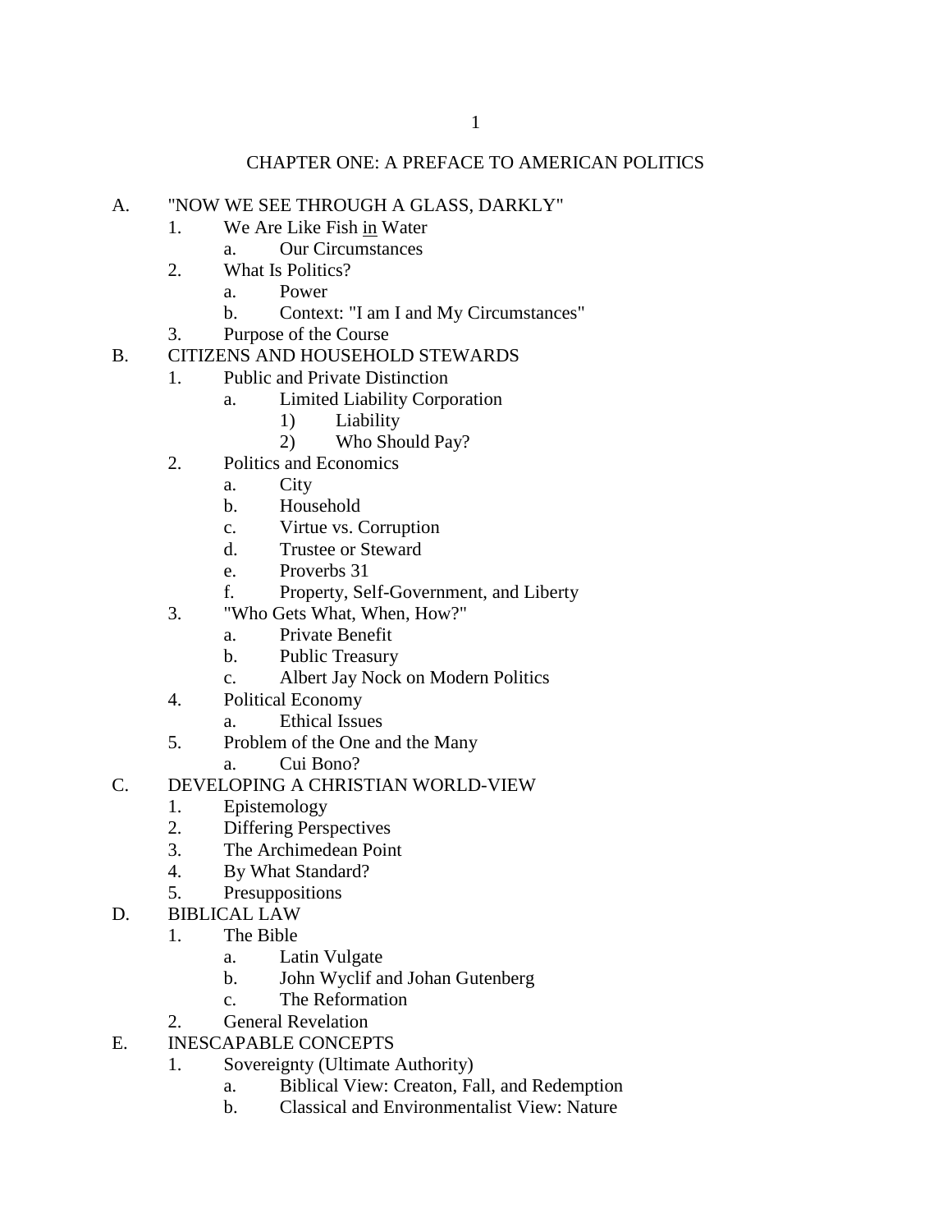# CHAPTER ONE: A PREFACE TO AMERICAN POLITICS

A. "NOW WE SEE THROUGH A GLASS, DARKLY"
   1. We Are Like Fish <u>in</u> Water
      a. Our Circumstances
   2. What Is Politics?
      a. Power
      b. Context: "I am I and My Circumstances"
   3. Purpose of the Course

B. CITIZENS AND HOUSEHOLD STEWARDS
   1. Public and Private Distinction
      a. Limited Liability Corporation
         1) Liability
         2) Who Should Pay?
   2. Politics and Economics
      a. City
      b. Household
      c. Virtue vs. Corruption
      d. Trustee or Steward
      e. Proverbs 31
      f. Property, Self-Government, and Liberty
   3. "Who Gets What, When, How?"
      a. Private Benefit
      b. Public Treasury
      c. Albert Jay Nock on Modern Politics
   4. Political Economy
      a. Ethical Issues
   5. Problem of the One and the Many
      a. Cui Bono?

C. DEVELOPING A CHRISTIAN WORLD-VIEW
   1. Epistemology
   2. Differing Perspectives
   3. The Archimedean Point
   4. By What Standard?
   5. Presuppositions

D. BIBLICAL LAW
   1. The Bible
      a. Latin Vulgate
      b. John Wyclif and Johan Gutenberg
      c. The Reformation
   2. General Revelation

E. INESCAPABLE CONCEPTS
   1. Sovereignty (Ultimate Authority)
      a. Biblical View: Creaton, Fall, and Redemption
      b. Classical and Environmentalist View: Nature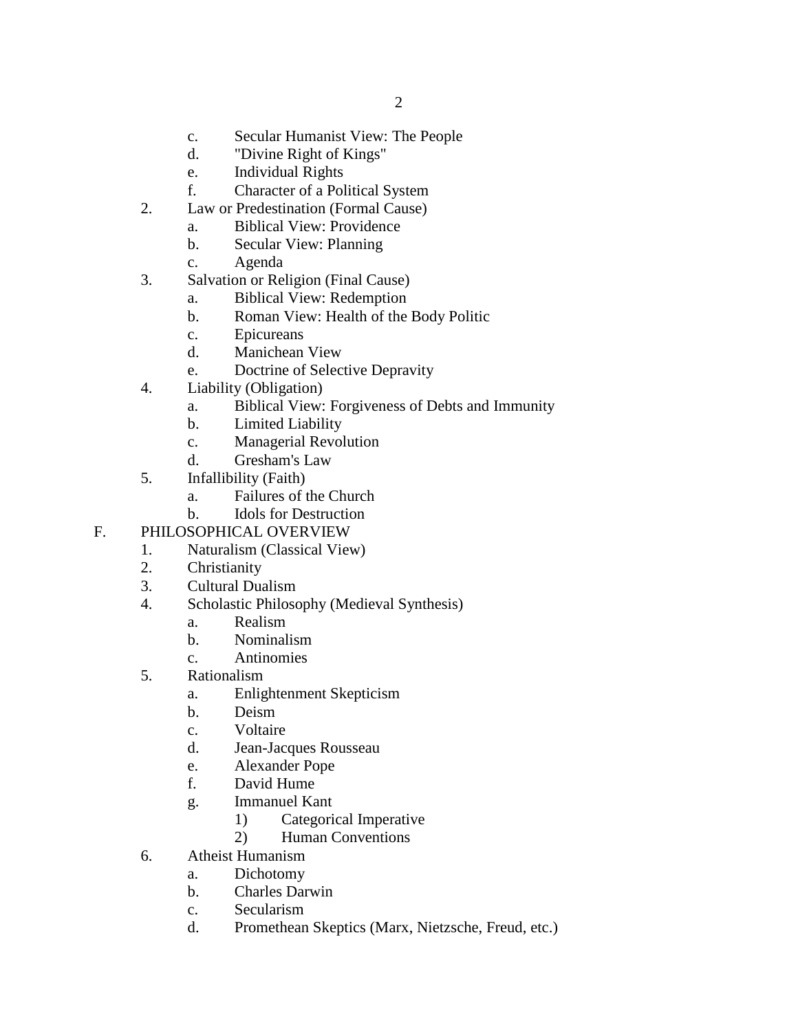c. Secular Humanist View: The People
d. "Divine Right of Kings"
e. Individual Rights
f. Character of a Political System

2. Law or Predestination (Formal Cause)
    a. Biblical View: Providence
    b. Secular View: Planning
    c. Agenda
3. Salvation or Religion (Final Cause)
    a. Biblical View: Redemption
    b. Roman View: Health of the Body Politic
    c. Epicureans
    d. Manichean View
    e. Doctrine of Selective Depravity
4. Liability (Obligation)
    a. Biblical View: Forgiveness of Debts and Immunity
    b. Limited Liability
    c. Managerial Revolution
    d. Gresham's Law
5. Infallibility (Faith)
    a. Failures of the Church
    b. Idols for Destruction

F. PHILOSOPHICAL OVERVIEW

1. Naturalism (Classical View)
2. Christianity
3. Cultural Dualism
4. Scholastic Philosophy (Medieval Synthesis)
    a. Realism
    b. Nominalism
    c. Antinomies
5. Rationalism
    a. Enlightenment Skepticism
    b. Deism
    c. Voltaire
    d. Jean-Jacques Rousseau
    e. Alexander Pope
    f. David Hume
    g. Immanuel Kant
        1) Categorical Imperative
        2) Human Conventions
6. Atheist Humanism
    a. Dichotomy
    b. Charles Darwin
    c. Secularism
    d. Promethean Skeptics (Marx, Nietzsche, Freud, etc.)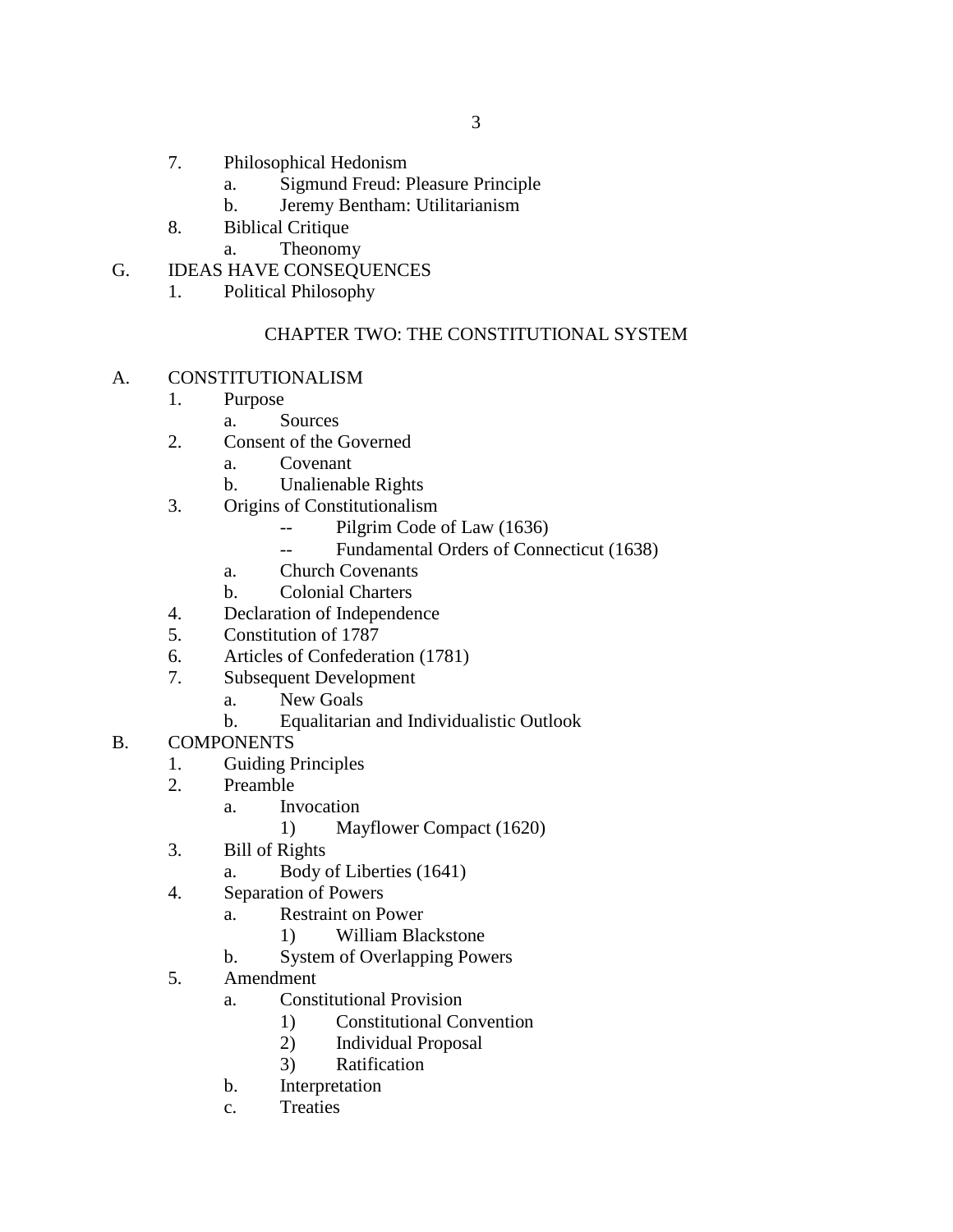7. Philosophical Hedonism
    a. Sigmund Freud: Pleasure Principle
    b. Jeremy Bentham: Utilitarianism
8. Biblical Critique
    a. Theonomy

G. IDEAS HAVE CONSEQUENCES
1. Political Philosophy

## CHAPTER TWO: THE CONSTITUTIONAL SYSTEM

A. CONSTITUTIONALISM
1. Purpose
    a. Sources
2. Consent of the Governed
    a. Covenant
    b. Unalienable Rights
3. Origins of Constitutionalism
        -- Pilgrim Code of Law (1636)
        -- Fundamental Orders of Connecticut (1638)
    a. Church Covenants
    b. Colonial Charters
4. Declaration of Independence
5. Constitution of 1787
6. Articles of Confederation (1781)
7. Subsequent Development
    a. New Goals
    b. Equalitarian and Individualistic Outlook

B. COMPONENTS
1. Guiding Principles
2. Preamble
    a. Invocation
        1) Mayflower Compact (1620)
3. Bill of Rights
    a. Body of Liberties (1641)
4. Separation of Powers
    a. Restraint on Power
        1) William Blackstone
    b. System of Overlapping Powers
5. Amendment
    a. Constitutional Provision
        1) Constitutional Convention
        2) Individual Proposal
        3) Ratification
    b. Interpretation
    c. Treaties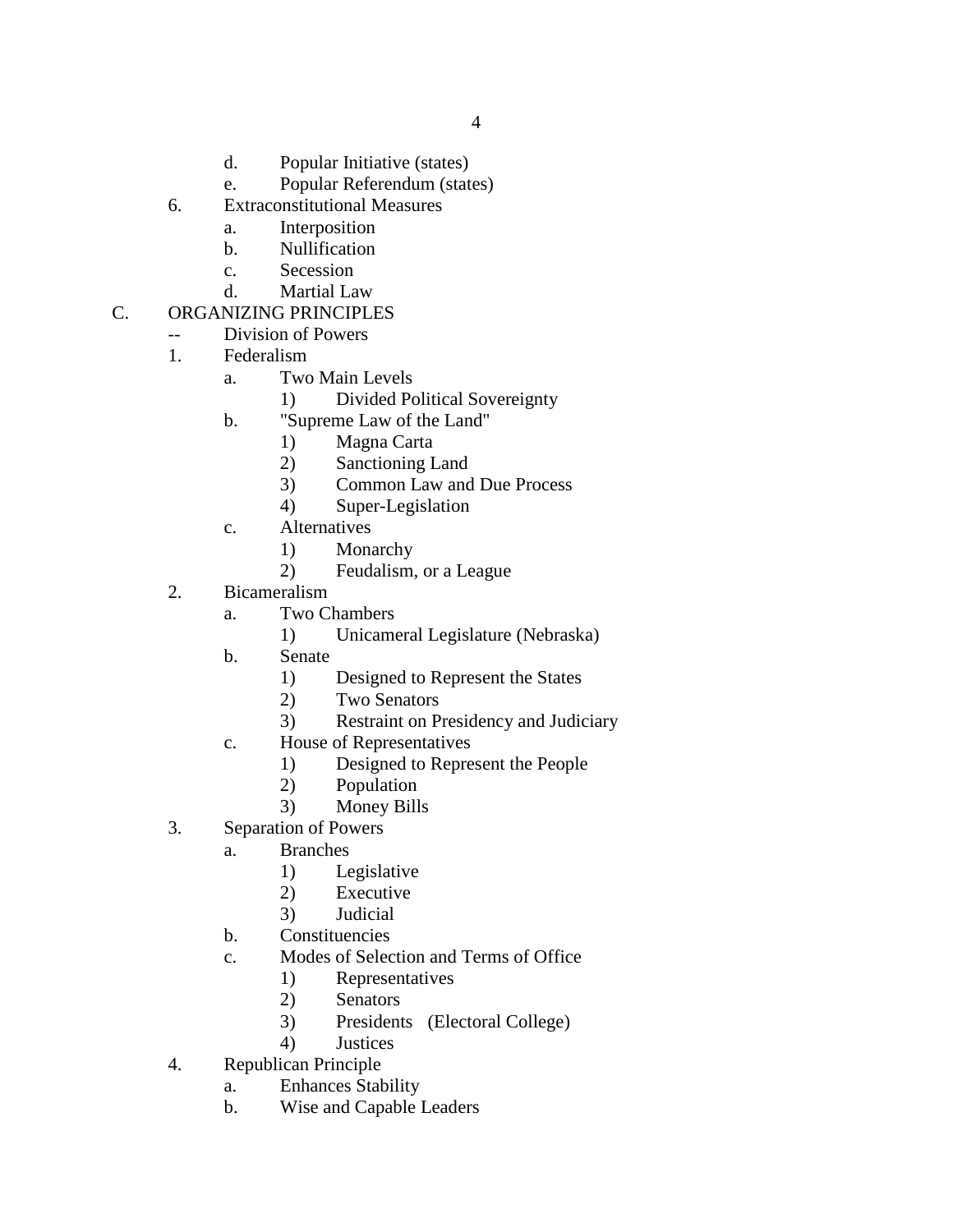d. Popular Initiative (states)
    e. Popular Referendum (states)
  6. Extraconstitutional Measures
    a. Interposition
    b. Nullification
    c. Secession
    d. Martial Law

C. ORGANIZING PRINCIPLES
  -- Division of Powers
  1. Federalism
    a. Two Main Levels
      1) Divided Political Sovereignty
    b. "Supreme Law of the Land"
      1) Magna Carta
      2) Sanctioning Land
      3) Common Law and Due Process
      4) Super-Legislation
    c. Alternatives
      1) Monarchy
      2) Feudalism, or a League
  2. Bicameralism
    a. Two Chambers
      1) Unicameral Legislature (Nebraska)
    b. Senate
      1) Designed to Represent the States
      2) Two Senators
      3) Restraint on Presidency and Judiciary
    c. House of Representatives
      1) Designed to Represent the People
      2) Population
      3) Money Bills
  3. Separation of Powers
    a. Branches
      1) Legislative
      2) Executive
      3) Judicial
    b. Constituencies
    c. Modes of Selection and Terms of Office
      1) Representatives
      2) Senators
      3) Presidents (Electoral College)
      4) Justices
  4. Republican Principle
    a. Enhances Stability
    b. Wise and Capable Leaders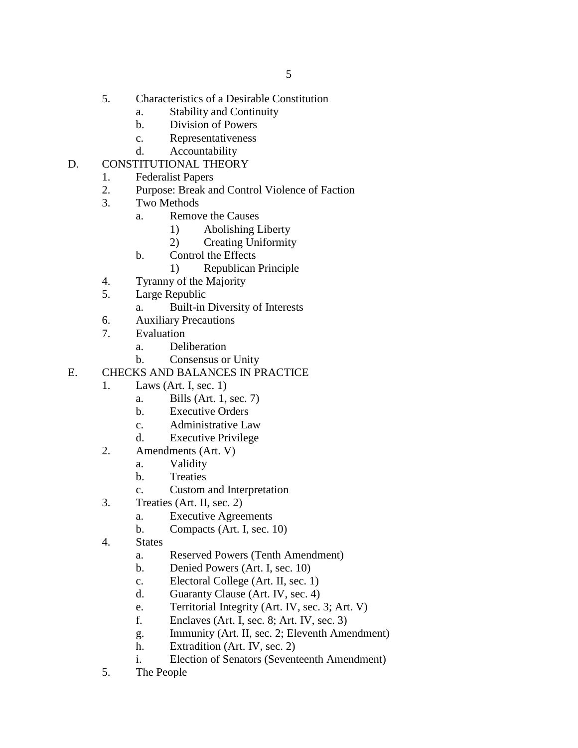5. Characteristics of a Desirable Constitution
    a. Stability and Continuity
    b. Division of Powers
    c. Representativeness
    d. Accountability

D. CONSTITUTIONAL THEORY
    1. Federalist Papers
    2. Purpose: Break and Control Violence of Faction
    3. Two Methods
        a. Remove the Causes
            1) Abolishing Liberty
            2) Creating Uniformity
        b. Control the Effects
            1) Republican Principle
    4. Tyranny of the Majority
    5. Large Republic
        a. Built-in Diversity of Interests
    6. Auxiliary Precautions
    7. Evaluation
        a. Deliberation
        b. Consensus or Unity

E. CHECKS AND BALANCES IN PRACTICE
    1. Laws (Art. I, sec. 1)
        a. Bills (Art. 1, sec. 7)
        b. Executive Orders
        c. Administrative Law
        d. Executive Privilege
    2. Amendments (Art. V)
        a. Validity
        b. Treaties
        c. Custom and Interpretation
    3. Treaties (Art. II, sec. 2)
        a. Executive Agreements
        b. Compacts (Art. I, sec. 10)
    4. States
        a. Reserved Powers (Tenth Amendment)
        b. Denied Powers (Art. I, sec. 10)
        c. Electoral College (Art. II, sec. 1)
        d. Guaranty Clause (Art. IV, sec. 4)
        e. Territorial Integrity (Art. IV, sec. 3; Art. V)
        f. Enclaves (Art. I, sec. 8; Art. IV, sec. 3)
        g. Immunity (Art. II, sec. 2; Eleventh Amendment)
        h. Extradition (Art. IV, sec. 2)
        i. Election of Senators (Seventeenth Amendment)
    5. The People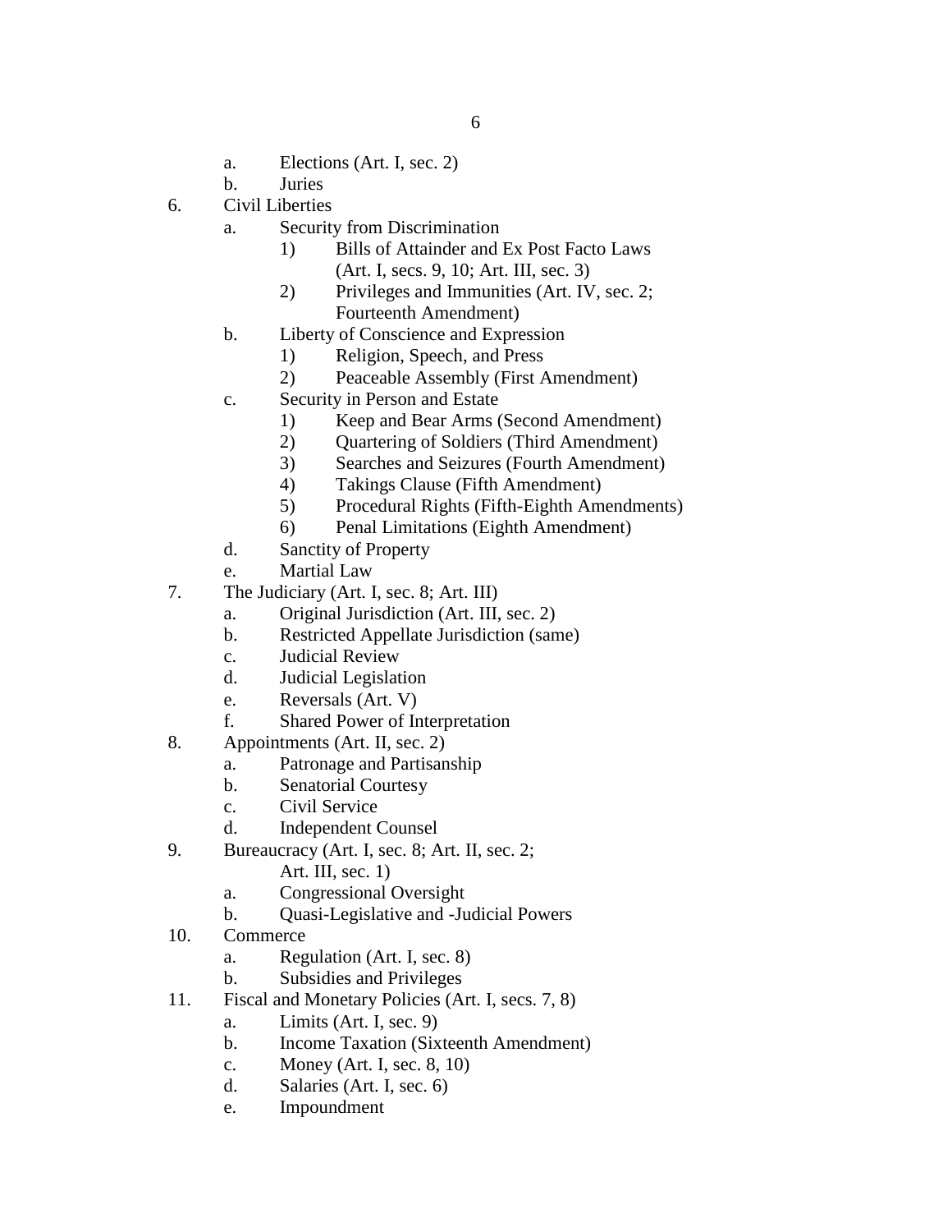a. Elections (Art. I, sec. 2)
   b. Juries

6. Civil Liberties
   a. Security from Discrimination
      1) Bills of Attainder and Ex Post Facto Laws (Art. I, secs. 9, 10; Art. III, sec. 3)
      2) Privileges and Immunities (Art. IV, sec. 2; Fourteenth Amendment)
   b. Liberty of Conscience and Expression
      1) Religion, Speech, and Press
      2) Peaceable Assembly (First Amendment)
   c. Security in Person and Estate
      1) Keep and Bear Arms (Second Amendment)
      2) Quartering of Soldiers (Third Amendment)
      3) Searches and Seizures (Fourth Amendment)
      4) Takings Clause (Fifth Amendment)
      5) Procedural Rights (Fifth-Eighth Amendments)
      6) Penal Limitations (Eighth Amendment)
   d. Sanctity of Property
   e. Martial Law

7. The Judiciary (Art. I, sec. 8; Art. III)
   a. Original Jurisdiction (Art. III, sec. 2)
   b. Restricted Appellate Jurisdiction (same)
   c. Judicial Review
   d. Judicial Legislation
   e. Reversals (Art. V)
   f. Shared Power of Interpretation

8. Appointments (Art. II, sec. 2)
   a. Patronage and Partisanship
   b. Senatorial Courtesy
   c. Civil Service
   d. Independent Counsel

9. Bureaucracy (Art. I, sec. 8; Art. II, sec. 2; Art. III, sec. 1)
   a. Congressional Oversight
   b. Quasi-Legislative and -Judicial Powers

10. Commerce
   a. Regulation (Art. I, sec. 8)
   b. Subsidies and Privileges

11. Fiscal and Monetary Policies (Art. I, secs. 7, 8)
   a. Limits (Art. I, sec. 9)
   b. Income Taxation (Sixteenth Amendment)
   c. Money (Art. I, sec. 8, 10)
   d. Salaries (Art. I, sec. 6)
   e. Impoundment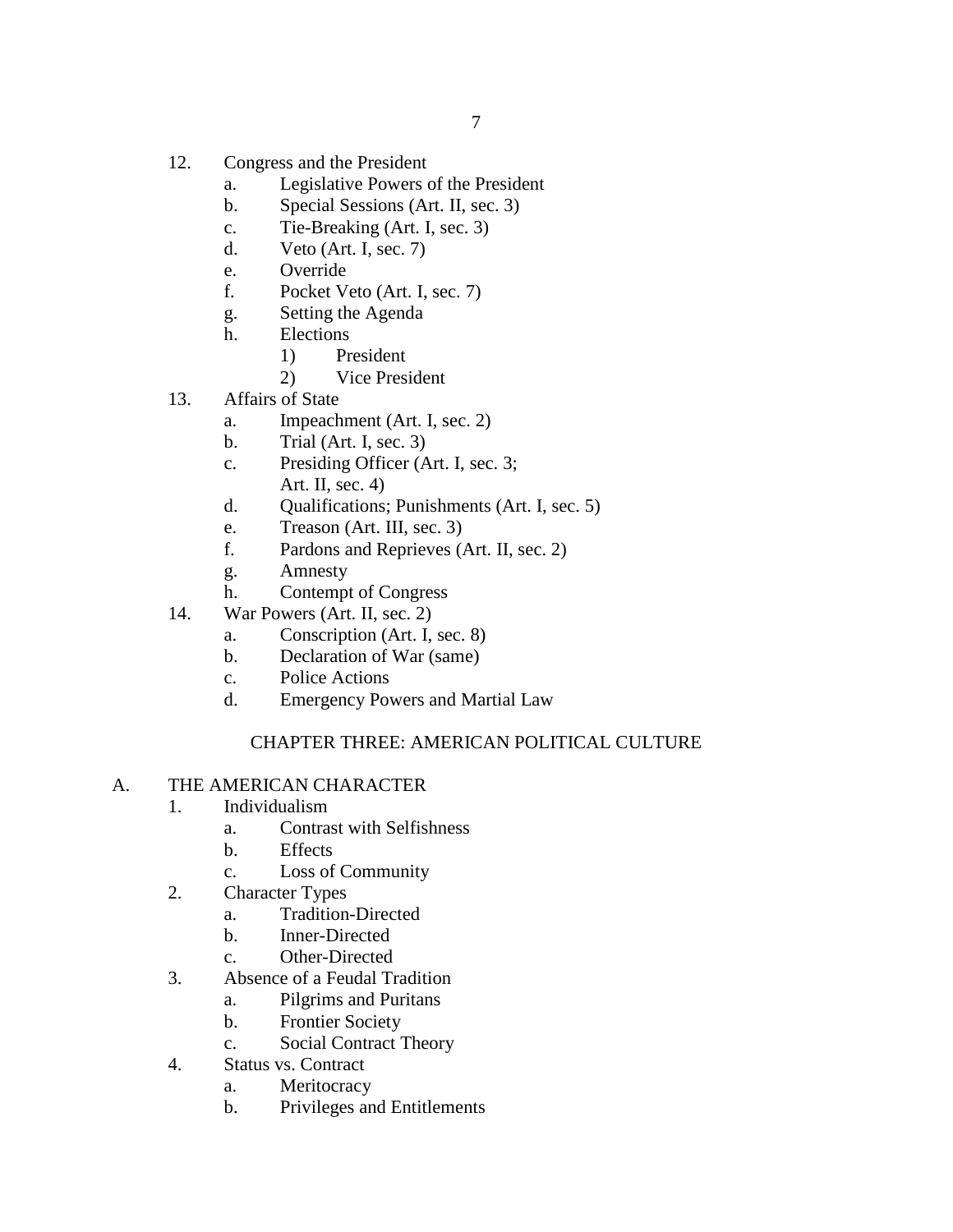12. Congress and the President
    a. Legislative Powers of the President
    b. Special Sessions (Art. II, sec. 3)
    c. Tie-Breaking (Art. I, sec. 3)
    d. Veto (Art. I, sec. 7)
    e. Override
    f. Pocket Veto (Art. I, sec. 7)
    g. Setting the Agenda
    h. Elections
        1) President
        2) Vice President
13. Affairs of State
    a. Impeachment (Art. I, sec. 2)
    b. Trial (Art. I, sec. 3)
    c. Presiding Officer (Art. I, sec. 3; Art. II, sec. 4)
    d. Qualifications; Punishments (Art. I, sec. 5)
    e. Treason (Art. III, sec. 3)
    f. Pardons and Reprieves (Art. II, sec. 2)
    g. Amnesty
    h. Contempt of Congress
14. War Powers (Art. II, sec. 2)
    a. Conscription (Art. I, sec. 8)
    b. Declaration of War (same)
    c. Police Actions
    d. Emergency Powers and Martial Law

## CHAPTER THREE: AMERICAN POLITICAL CULTURE

### A. THE AMERICAN CHARACTER

1. Individualism
    a. Contrast with Selfishness
    b. Effects
    c. Loss of Community
2. Character Types
    a. Tradition-Directed
    b. Inner-Directed
    c. Other-Directed
3. Absence of a Feudal Tradition
    a. Pilgrims and Puritans
    b. Frontier Society
    c. Social Contract Theory
4. Status vs. Contract
    a. Meritocracy
    b. Privileges and Entitlements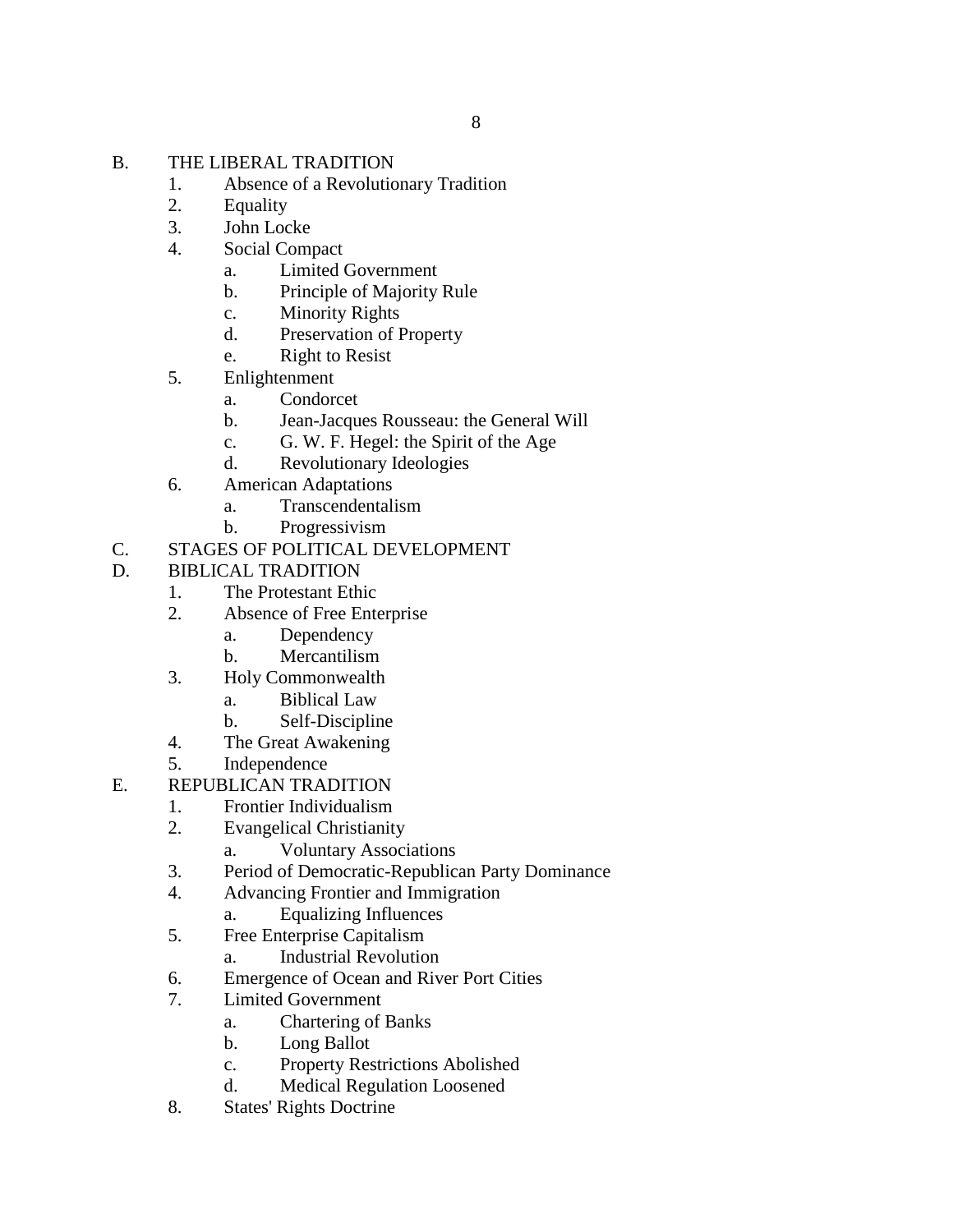B. THE LIBERAL TRADITION
   1. Absence of a Revolutionary Tradition
   2. Equality
   3. John Locke
   4. Social Compact
      a. Limited Government
      b. Principle of Majority Rule
      c. Minority Rights
      d. Preservation of Property
      e. Right to Resist
   5. Enlightenment
      a. Condorcet
      b. Jean-Jacques Rousseau: the General Will
      c. G. W. F. Hegel: the Spirit of the Age
      d. Revolutionary Ideologies
   6. American Adaptations
      a. Transcendentalism
      b. Progressivism

C. STAGES OF POLITICAL DEVELOPMENT

D. BIBLICAL TRADITION
   1. The Protestant Ethic
   2. Absence of Free Enterprise
      a. Dependency
      b. Mercantilism
   3. Holy Commonwealth
      a. Biblical Law
      b. Self-Discipline
   4. The Great Awakening
   5. Independence

E. REPUBLICAN TRADITION
   1. Frontier Individualism
   2. Evangelical Christianity
      a. Voluntary Associations
   3. Period of Democratic-Republican Party Dominance
   4. Advancing Frontier and Immigration
      a. Equalizing Influences
   5. Free Enterprise Capitalism
      a. Industrial Revolution
   6. Emergence of Ocean and River Port Cities
   7. Limited Government
      a. Chartering of Banks
      b. Long Ballot
      c. Property Restrictions Abolished
      d. Medical Regulation Loosened
   8. States' Rights Doctrine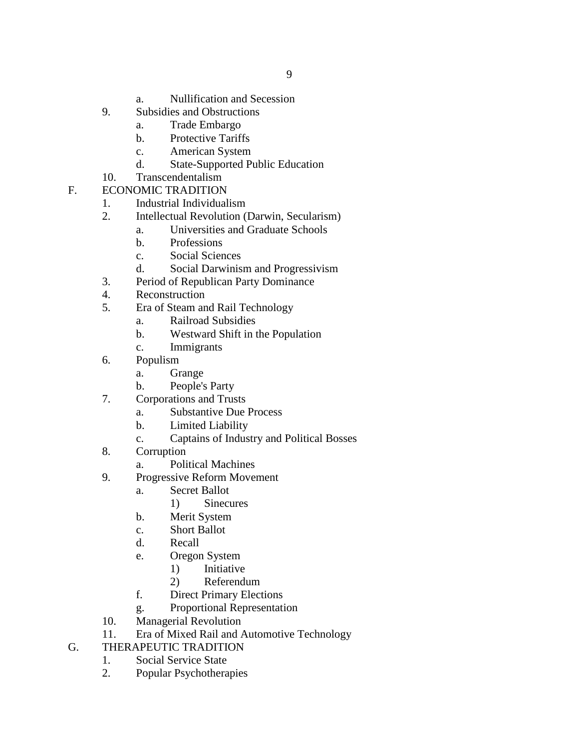- a. Nullification and Secession
9. Subsidies and Obstructions
   - a. Trade Embargo
   - b. Protective Tariffs
   - c. American System
   - d. State-Supported Public Education
10. Transcendentalism

F. ECONOMIC TRADITION
1. Industrial Individualism
2. Intellectual Revolution (Darwin, Secularism)
   - a. Universities and Graduate Schools
   - b. Professions
   - c. Social Sciences
   - d. Social Darwinism and Progressivism
3. Period of Republican Party Dominance
4. Reconstruction
5. Era of Steam and Rail Technology
   - a. Railroad Subsidies
   - b. Westward Shift in the Population
   - c. Immigrants
6. Populism
   - a. Grange
   - b. People's Party
7. Corporations and Trusts
   - a. Substantive Due Process
   - b. Limited Liability
   - c. Captains of Industry and Political Bosses
8. Corruption
   - a. Political Machines
9. Progressive Reform Movement
   - a. Secret Ballot
     - 1) Sinecures
   - b. Merit System
   - c. Short Ballot
   - d. Recall
   - e. Oregon System
     - 1) Initiative
     - 2) Referendum
   - f. Direct Primary Elections
   - g. Proportional Representation
10. Managerial Revolution
11. Era of Mixed Rail and Automotive Technology

G. THERAPEUTIC TRADITION
1. Social Service State
2. Popular Psychotherapies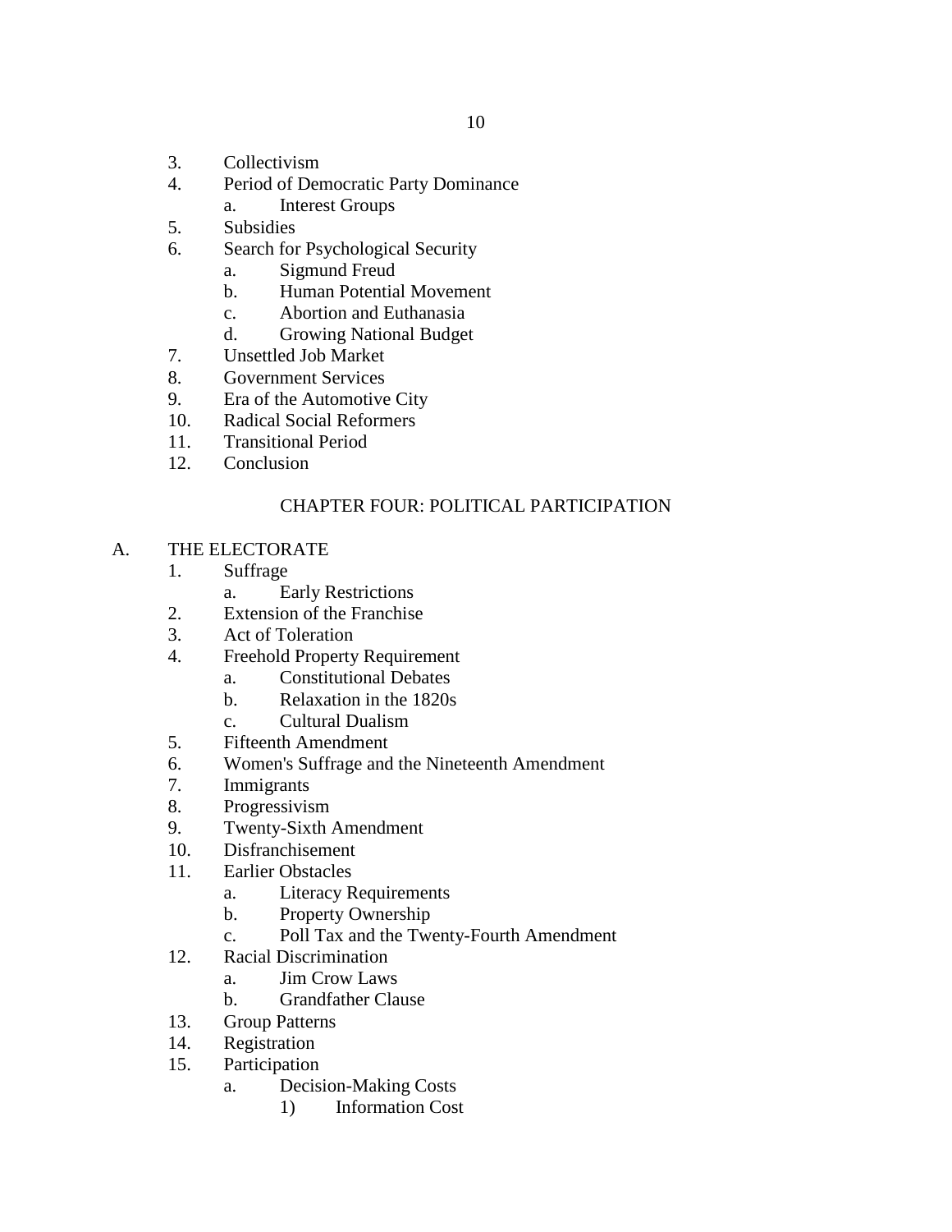3. Collectivism
4. Period of Democratic Party Dominance
    a. Interest Groups
5. Subsidies
6. Search for Psychological Security
    a. Sigmund Freud
    b. Human Potential Movement
    c. Abortion and Euthanasia
    d. Growing National Budget
7. Unsettled Job Market
8. Government Services
9. Era of the Automotive City
10. Radical Social Reformers
11. Transitional Period
12. Conclusion

## CHAPTER FOUR: POLITICAL PARTICIPATION

A. THE ELECTORATE

1. Suffrage
    a. Early Restrictions
2. Extension of the Franchise
3. Act of Toleration
4. Freehold Property Requirement
    a. Constitutional Debates
    b. Relaxation in the 1820s
    c. Cultural Dualism
5. Fifteenth Amendment
6. Women's Suffrage and the Nineteenth Amendment
7. Immigrants
8. Progressivism
9. Twenty-Sixth Amendment
10. Disfranchisement
11. Earlier Obstacles
    a. Literacy Requirements
    b. Property Ownership
    c. Poll Tax and the Twenty-Fourth Amendment
12. Racial Discrimination
    a. Jim Crow Laws
    b. Grandfather Clause
13. Group Patterns
14. Registration
15. Participation
    a. Decision-Making Costs
        1) Information Cost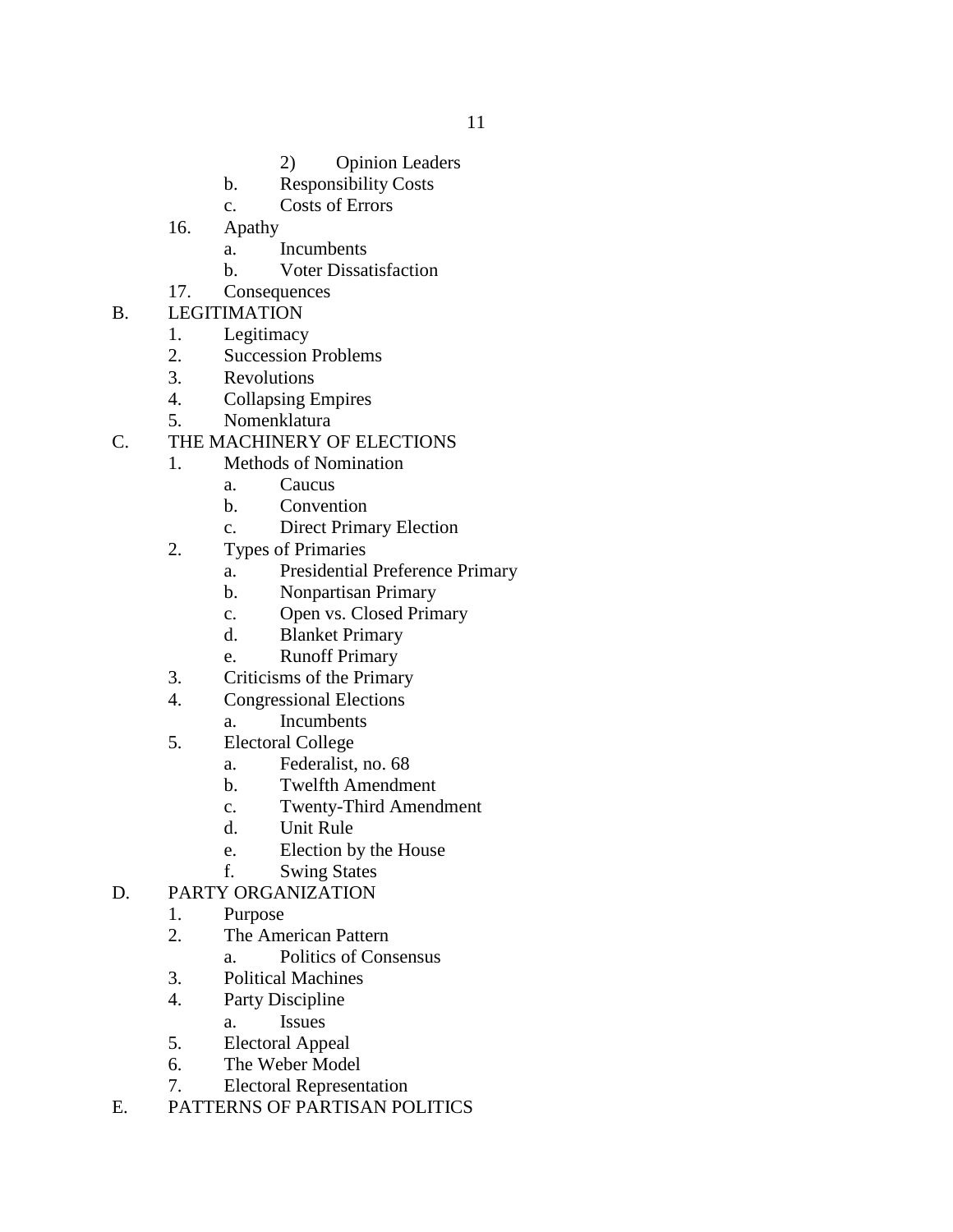2)  Opinion Leaders
        b.  Responsibility Costs
        c.  Costs of Errors
    16. Apathy
        a.  Incumbents
        b.  Voter Dissatisfaction
    17. Consequences

B. LEGITIMATION
    1.  Legitimacy
    2.  Succession Problems
    3.  Revolutions
    4.  Collapsing Empires
    5.  Nomenklatura

C. THE MACHINERY OF ELECTIONS
    1.  Methods of Nomination
        a.  Caucus
        b.  Convention
        c.  Direct Primary Election
    2.  Types of Primaries
        a.  Presidential Preference Primary
        b.  Nonpartisan Primary
        c.  Open vs. Closed Primary
        d.  Blanket Primary
        e.  Runoff Primary
    3.  Criticisms of the Primary
    4.  Congressional Elections
        a.  Incumbents
    5.  Electoral College
        a.  Federalist, no. 68
        b.  Twelfth Amendment
        c.  Twenty-Third Amendment
        d.  Unit Rule
        e.  Election by the House
        f.  Swing States

D. PARTY ORGANIZATION
    1.  Purpose
    2.  The American Pattern
        a.  Politics of Consensus
    3.  Political Machines
    4.  Party Discipline
        a.  Issues
    5.  Electoral Appeal
    6.  The Weber Model
    7.  Electoral Representation

E. PATTERNS OF PARTISAN POLITICS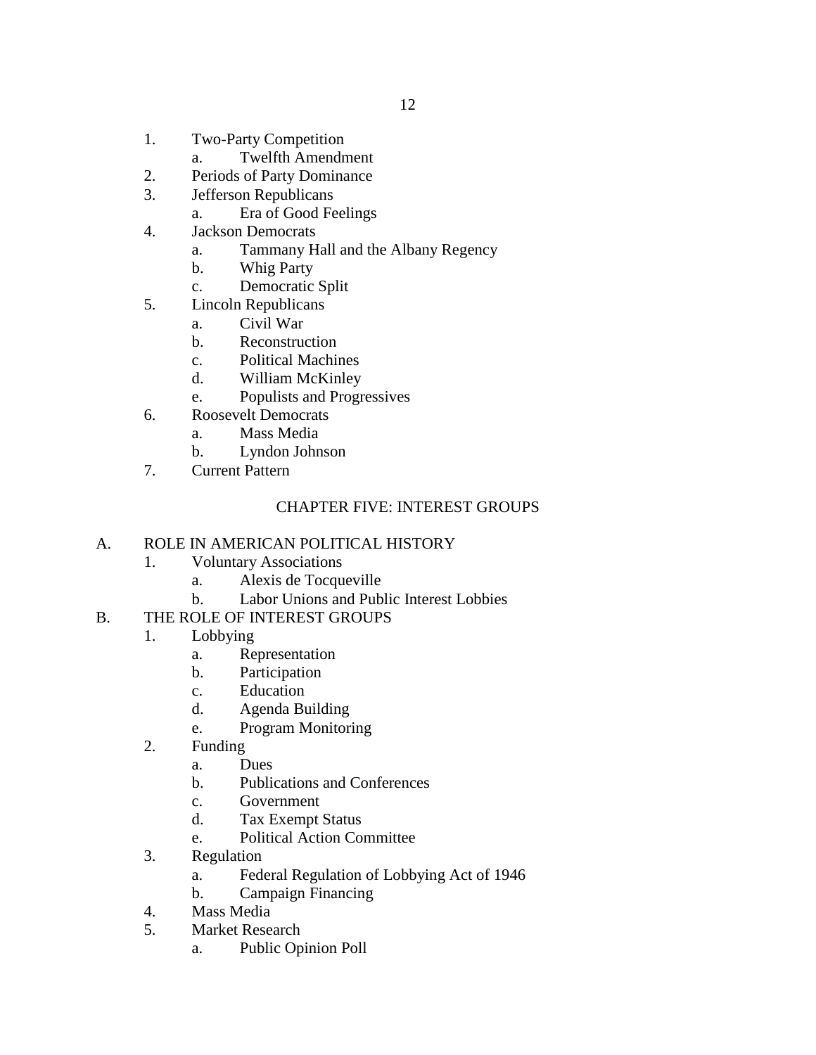1. Two-Party Competition
    a. Twelfth Amendment
2. Periods of Party Dominance
3. Jefferson Republicans
    a. Era of Good Feelings
4. Jackson Democrats
    a. Tammany Hall and the Albany Regency
    b. Whig Party
    c. Democratic Split
5. Lincoln Republicans
    a. Civil War
    b. Reconstruction
    c. Political Machines
    d. William McKinley
    e. Populists and Progressives
6. Roosevelt Democrats
    a. Mass Media
    b. Lyndon Johnson
7. Current Pattern

## CHAPTER FIVE: INTEREST GROUPS

A. ROLE IN AMERICAN POLITICAL HISTORY
    1. Voluntary Associations
        a. Alexis de Tocqueville
        b. Labor Unions and Public Interest Lobbies

B. THE ROLE OF INTEREST GROUPS
    1. Lobbying
        a. Representation
        b. Participation
        c. Education
        d. Agenda Building
        e. Program Monitoring
    2. Funding
        a. Dues
        b. Publications and Conferences
        c. Government
        d. Tax Exempt Status
        e. Political Action Committee
    3. Regulation
        a. Federal Regulation of Lobbying Act of 1946
        b. Campaign Financing
    4. Mass Media
    5. Market Research
        a. Public Opinion Poll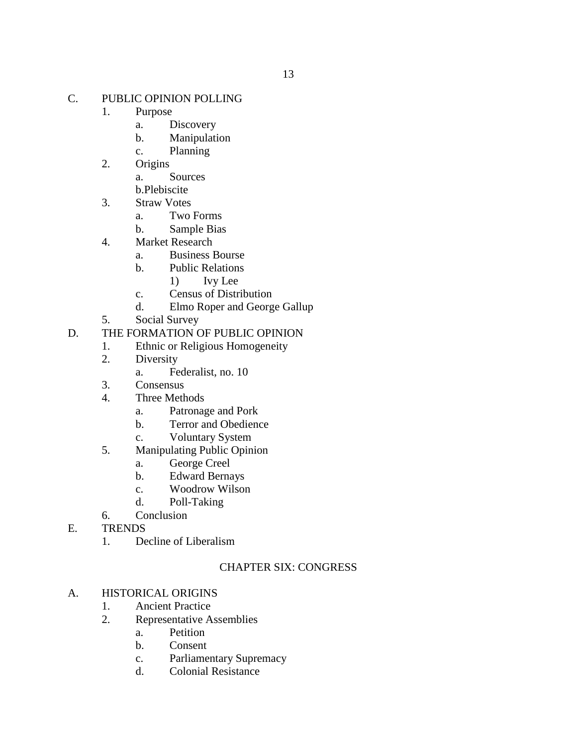C. PUBLIC OPINION POLLING
   1. Purpose
      a. Discovery
      b. Manipulation
      c. Planning
   2. Origins
      a. Sources
      b.Plebiscite
   3. Straw Votes
      a. Two Forms
      b. Sample Bias
   4. Market Research
      a. Business Bourse
      b. Public Relations
         1) Ivy Lee
      c. Census of Distribution
      d. Elmo Roper and George Gallup
   5. Social Survey

D. THE FORMATION OF PUBLIC OPINION
   1. Ethnic or Religious Homogeneity
   2. Diversity
      a. Federalist, no. 10
   3. Consensus
   4. Three Methods
      a. Patronage and Pork
      b. Terror and Obedience
      c. Voluntary System
   5. Manipulating Public Opinion
      a. George Creel
      b. Edward Bernays
      c. Woodrow Wilson
      d. Poll-Taking
   6. Conclusion

E. TRENDS
   1. Decline of Liberalism

## CHAPTER SIX: CONGRESS

A. HISTORICAL ORIGINS
   1. Ancient Practice
   2. Representative Assemblies
      a. Petition
      b. Consent
      c. Parliamentary Supremacy
      d. Colonial Resistance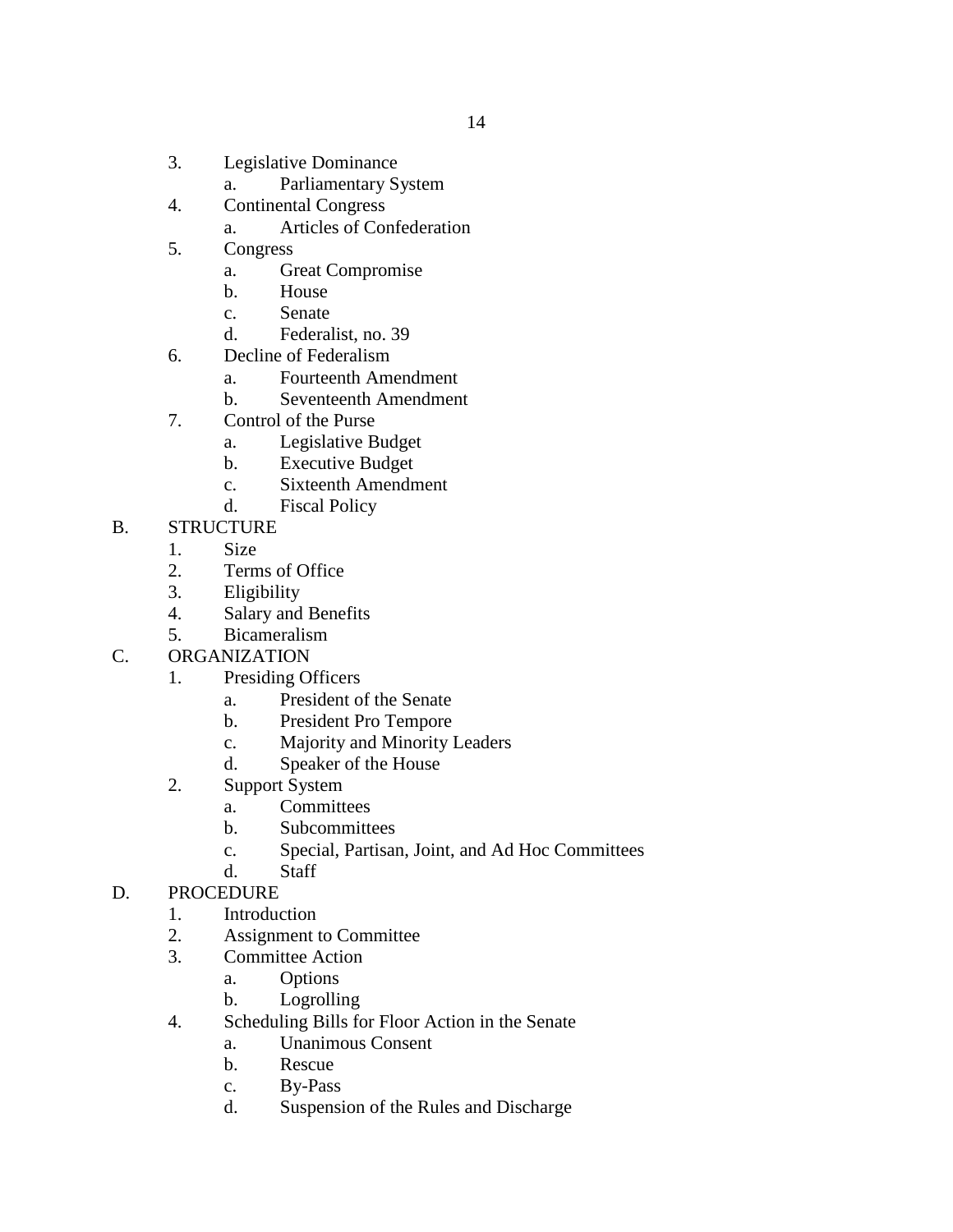3. Legislative Dominance
    a. Parliamentary System
4. Continental Congress
    a. Articles of Confederation
5. Congress
    a. Great Compromise
    b. House
    c. Senate
    d. Federalist, no. 39
6. Decline of Federalism
    a. Fourteenth Amendment
    b. Seventeenth Amendment
7. Control of the Purse
    a. Legislative Budget
    b. Executive Budget
    c. Sixteenth Amendment
    d. Fiscal Policy

B. STRUCTURE
1. Size
2. Terms of Office
3. Eligibility
4. Salary and Benefits
5. Bicameralism

C. ORGANIZATION
1. Presiding Officers
    a. President of the Senate
    b. President Pro Tempore
    c. Majority and Minority Leaders
    d. Speaker of the House
2. Support System
    a. Committees
    b. Subcommittees
    c. Special, Partisan, Joint, and Ad Hoc Committees
    d. Staff

D. PROCEDURE
1. Introduction
2. Assignment to Committee
3. Committee Action
    a. Options
    b. Logrolling
4. Scheduling Bills for Floor Action in the Senate
    a. Unanimous Consent
    b. Rescue
    c. By-Pass
    d. Suspension of the Rules and Discharge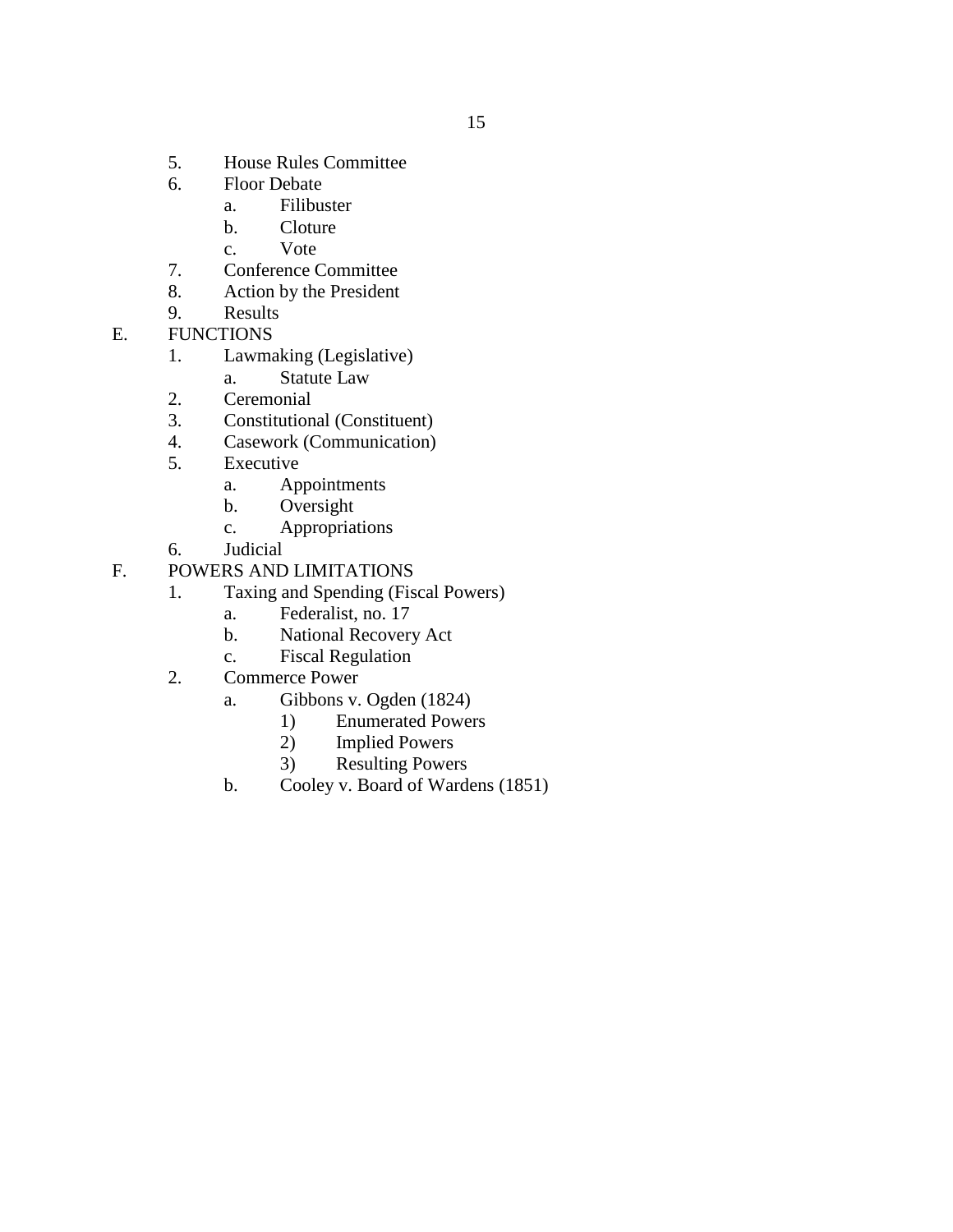5. House Rules Committee
6. Floor Debate
    a. Filibuster
    b. Cloture
    c. Vote
7. Conference Committee
8. Action by the President
9. Results

E. FUNCTIONS
1. Lawmaking (Legislative)
    a. Statute Law
2. Ceremonial
3. Constitutional (Constituent)
4. Casework (Communication)
5. Executive
    a. Appointments
    b. Oversight
    c. Appropriations
6. Judicial

F. POWERS AND LIMITATIONS
1. Taxing and Spending (Fiscal Powers)
    a. Federalist, no. 17
    b. National Recovery Act
    c. Fiscal Regulation
2. Commerce Power
    a. Gibbons v. Ogden (1824)
        1) Enumerated Powers
        2) Implied Powers
        3) Resulting Powers
    b. Cooley v. Board of Wardens (1851)